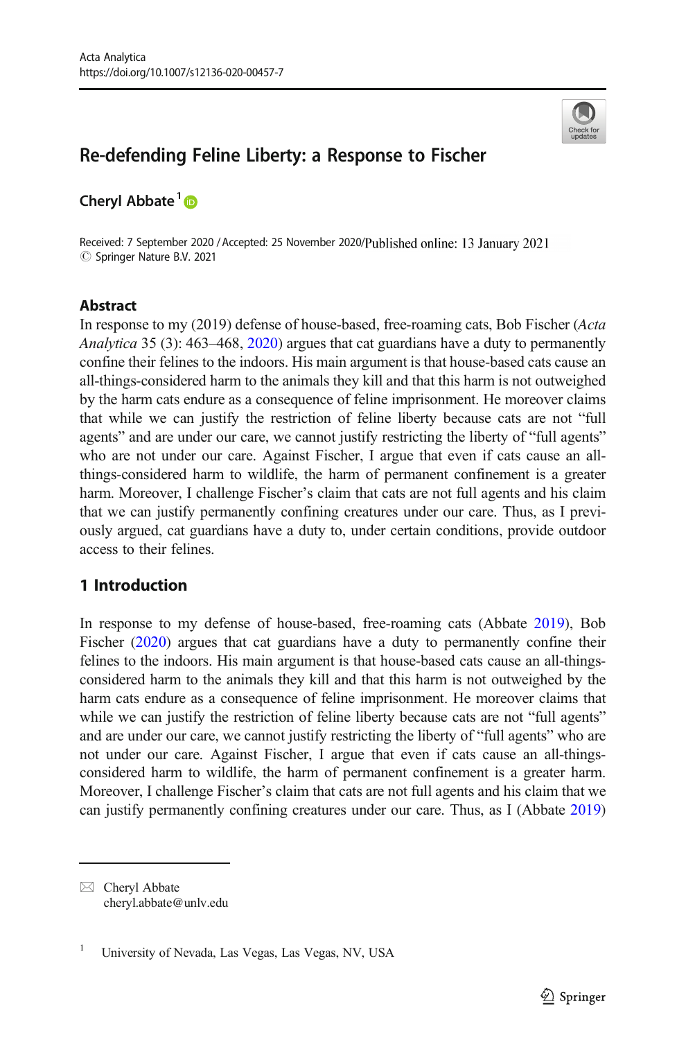# Re-defending Feline Liberty: a Response to Fischer

**Cheryl Abbate**[1]

Received: 7 September 2020 / Accepted: 25 November 2020/Published online: 13 January 2021
© Springer Nature B.V. 2021

## Abstract

In response to my (2019) defense of house-based, free-roaming cats, Bob Fischer (*Acta Analytica* 35 (3): 463–468, 2020) argues that cat guardians have a duty to permanently confine their felines to the indoors. His main argument is that house-based cats cause an all-things-considered harm to the animals they kill and that this harm is not outweighed by the harm cats endure as a consequence of feline imprisonment. He moreover claims that while we can justify the restriction of feline liberty because cats are not "full agents" and are under our care, we cannot justify restricting the liberty of "full agents" who are not under our care. Against Fischer, I argue that even if cats cause an all-things-considered harm to wildlife, the harm of permanent confinement is a greater harm. Moreover, I challenge Fischer's claim that cats are not full agents and his claim that we can justify permanently confining creatures under our care. Thus, as I previously argued, cat guardians have a duty to, under certain conditions, provide outdoor access to their felines.

## 1 Introduction

In response to my defense of house-based, free-roaming cats (Abbate 2019), Bob Fischer (2020) argues that cat guardians have a duty to permanently confine their felines to the indoors. His main argument is that house-based cats cause an all-things-considered harm to the animals they kill and that this harm is not outweighed by the harm cats endure as a consequence of feline imprisonment. He moreover claims that while we can justify the restriction of feline liberty because cats are not "full agents" and are under our care, we cannot justify restricting the liberty of "full agents" who are not under our care. Against Fischer, I argue that even if cats cause an all-things-considered harm to wildlife, the harm of permanent confinement is a greater harm. Moreover, I challenge Fischer's claim that cats are not full agents and his claim that we can justify permanently confining creatures under our care. Thus, as I (Abbate 2019)

---

✉ Cheryl Abbate
cheryl.abbate@unlv.edu

[1] University of Nevada, Las Vegas, Las Vegas, NV, USA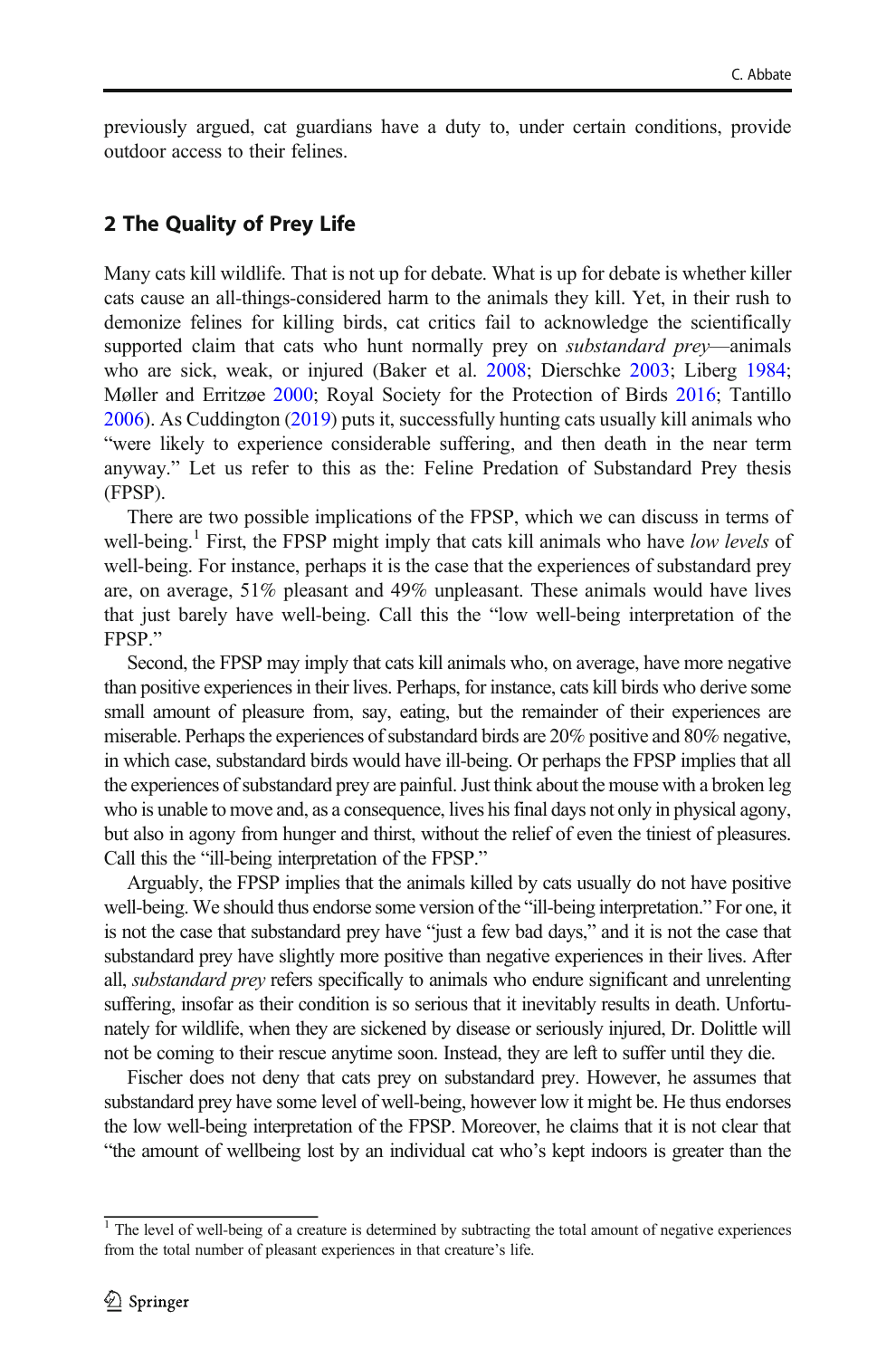previously argued, cat guardians have a duty to, under certain conditions, provide outdoor access to their felines.

## 2 The Quality of Prey Life

Many cats kill wildlife. That is not up for debate. What is up for debate is whether killer cats cause an all-things-considered harm to the animals they kill. Yet, in their rush to demonize felines for killing birds, cat critics fail to acknowledge the scientifically supported claim that cats who hunt normally prey on *substandard prey*—animals who are sick, weak, or injured (Baker et al. 2008; Dierschke 2003; Liberg 1984; Møller and Erritzøe 2000; Royal Society for the Protection of Birds 2016; Tantillo 2006). As Cuddington (2019) puts it, successfully hunting cats usually kill animals who "were likely to experience considerable suffering, and then death in the near term anyway." Let us refer to this as the: Feline Predation of Substandard Prey thesis (FPSP).

There are two possible implications of the FPSP, which we can discuss in terms of well-being.[1] First, the FPSP might imply that cats kill animals who have *low levels* of well-being. For instance, perhaps it is the case that the experiences of substandard prey are, on average, 51% pleasant and 49% unpleasant. These animals would have lives that just barely have well-being. Call this the "low well-being interpretation of the FPSP."

Second, the FPSP may imply that cats kill animals who, on average, have more negative than positive experiences in their lives. Perhaps, for instance, cats kill birds who derive some small amount of pleasure from, say, eating, but the remainder of their experiences are miserable. Perhaps the experiences of substandard birds are 20% positive and 80% negative, in which case, substandard birds would have ill-being. Or perhaps the FPSP implies that all the experiences of substandard prey are painful. Just think about the mouse with a broken leg who is unable to move and, as a consequence, lives his final days not only in physical agony, but also in agony from hunger and thirst, without the relief of even the tiniest of pleasures. Call this the "ill-being interpretation of the FPSP."

Arguably, the FPSP implies that the animals killed by cats usually do not have positive well-being. We should thus endorse some version of the "ill-being interpretation." For one, it is not the case that substandard prey have "just a few bad days," and it is not the case that substandard prey have slightly more positive than negative experiences in their lives. After all, *substandard prey* refers specifically to animals who endure significant and unrelenting suffering, insofar as their condition is so serious that it inevitably results in death. Unfortunately for wildlife, when they are sickened by disease or seriously injured, Dr. Dolittle will not be coming to their rescue anytime soon. Instead, they are left to suffer until they die.

Fischer does not deny that cats prey on substandard prey. However, he assumes that substandard prey have some level of well-being, however low it might be. He thus endorses the low well-being interpretation of the FPSP. Moreover, he claims that it is not clear that "the amount of wellbeing lost by an individual cat who's kept indoors is greater than the

---

[1] The level of well-being of a creature is determined by subtracting the total amount of negative experiences from the total number of pleasant experiences in that creature's life.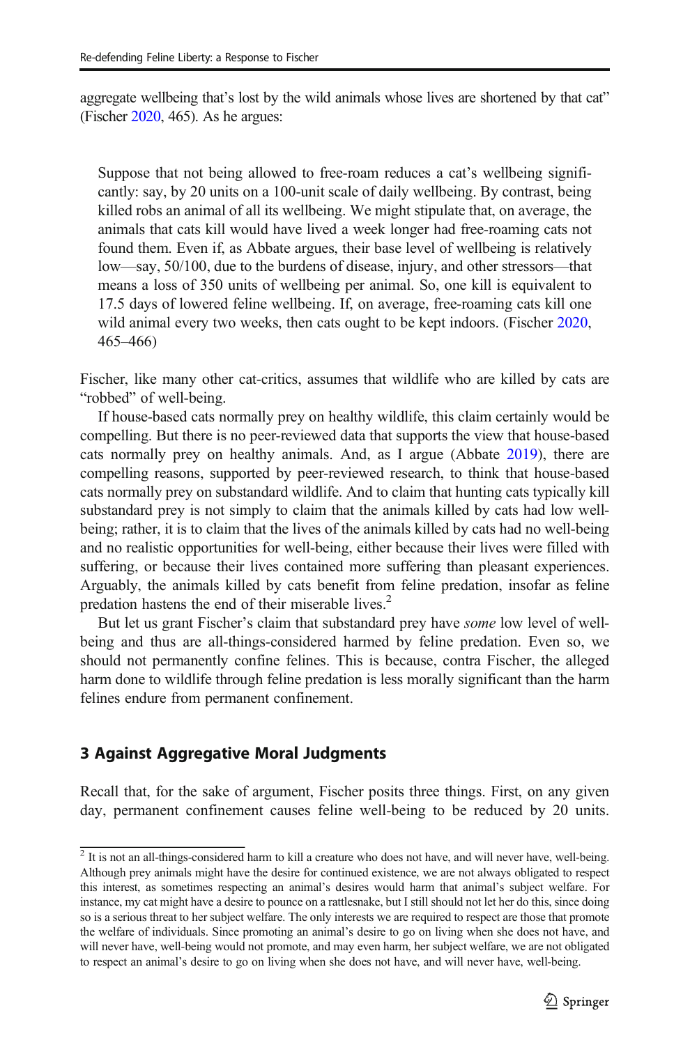aggregate wellbeing that's lost by the wild animals whose lives are shortened by that cat" (Fischer 2020, 465). As he argues:

> Suppose that not being allowed to free-roam reduces a cat's wellbeing significantly: say, by 20 units on a 100-unit scale of daily wellbeing. By contrast, being killed robs an animal of all its wellbeing. We might stipulate that, on average, the animals that cats kill would have lived a week longer had free-roaming cats not found them. Even if, as Abbate argues, their base level of wellbeing is relatively low—say, 50/100, due to the burdens of disease, injury, and other stressors—that means a loss of 350 units of wellbeing per animal. So, one kill is equivalent to 17.5 days of lowered feline wellbeing. If, on average, free-roaming cats kill one wild animal every two weeks, then cats ought to be kept indoors. (Fischer 2020, 465–466)

Fischer, like many other cat-critics, assumes that wildlife who are killed by cats are "robbed" of well-being.

If house-based cats normally prey on healthy wildlife, this claim certainly would be compelling. But there is no peer-reviewed data that supports the view that house-based cats normally prey on healthy animals. And, as I argue (Abbate 2019), there are compelling reasons, supported by peer-reviewed research, to think that house-based cats normally prey on substandard wildlife. And to claim that hunting cats typically kill substandard prey is not simply to claim that the animals killed by cats had low well-being; rather, it is to claim that the lives of the animals killed by cats had no well-being and no realistic opportunities for well-being, either because their lives were filled with suffering, or because their lives contained more suffering than pleasant experiences. Arguably, the animals killed by cats benefit from feline predation, insofar as feline predation hastens the end of their miserable lives.[2]

But let us grant Fischer's claim that substandard prey have *some* low level of well-being and thus are all-things-considered harmed by feline predation. Even so, we should not permanently confine felines. This is because, contra Fischer, the alleged harm done to wildlife through feline predation is less morally significant than the harm felines endure from permanent confinement.

## 3 Against Aggregative Moral Judgments

Recall that, for the sake of argument, Fischer posits three things. First, on any given day, permanent confinement causes feline well-being to be reduced by 20 units.

[2] It is not an all-things-considered harm to kill a creature who does not have, and will never have, well-being. Although prey animals might have the desire for continued existence, we are not always obligated to respect this interest, as sometimes respecting an animal's desires would harm that animal's subject welfare. For instance, my cat might have a desire to pounce on a rattlesnake, but I still should not let her do this, since doing so is a serious threat to her subject welfare. The only interests we are required to respect are those that promote the welfare of individuals. Since promoting an animal's desire to go on living when she does not have, and will never have, well-being would not promote, and may even harm, her subject welfare, we are not obligated to respect an animal's desire to go on living when she does not have, and will never have, well-being.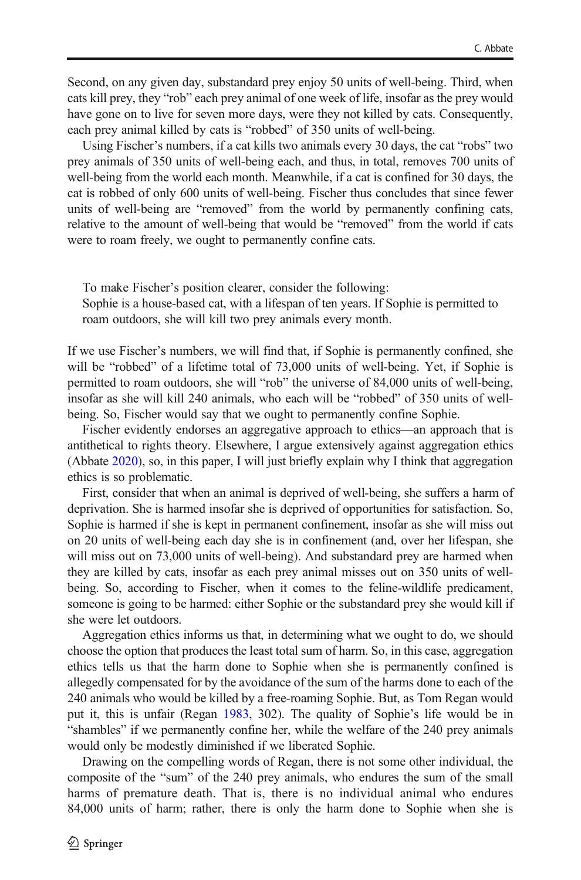Second, on any given day, substandard prey enjoy 50 units of well-being. Third, when cats kill prey, they "rob" each prey animal of one week of life, insofar as the prey would have gone on to live for seven more days, were they not killed by cats. Consequently, each prey animal killed by cats is "robbed" of 350 units of well-being.

Using Fischer's numbers, if a cat kills two animals every 30 days, the cat "robs" two prey animals of 350 units of well-being each, and thus, in total, removes 700 units of well-being from the world each month. Meanwhile, if a cat is confined for 30 days, the cat is robbed of only 600 units of well-being. Fischer thus concludes that since fewer units of well-being are "removed" from the world by permanently confining cats, relative to the amount of well-being that would be "removed" from the world if cats were to roam freely, we ought to permanently confine cats.

> To make Fischer's position clearer, consider the following:
> Sophie is a house-based cat, with a lifespan of ten years. If Sophie is permitted to roam outdoors, she will kill two prey animals every month.

If we use Fischer's numbers, we will find that, if Sophie is permanently confined, she will be "robbed" of a lifetime total of 73,000 units of well-being. Yet, if Sophie is permitted to roam outdoors, she will "rob" the universe of 84,000 units of well-being, insofar as she will kill 240 animals, who each will be "robbed" of 350 units of well-being. So, Fischer would say that we ought to permanently confine Sophie.

Fischer evidently endorses an aggregative approach to ethics—an approach that is antithetical to rights theory. Elsewhere, I argue extensively against aggregation ethics (Abbate 2020), so, in this paper, I will just briefly explain why I think that aggregation ethics is so problematic.

First, consider that when an animal is deprived of well-being, she suffers a harm of deprivation. She is harmed insofar she is deprived of opportunities for satisfaction. So, Sophie is harmed if she is kept in permanent confinement, insofar as she will miss out on 20 units of well-being each day she is in confinement (and, over her lifespan, she will miss out on 73,000 units of well-being). And substandard prey are harmed when they are killed by cats, insofar as each prey animal misses out on 350 units of well-being. So, according to Fischer, when it comes to the feline-wildlife predicament, someone is going to be harmed: either Sophie or the substandard prey she would kill if she were let outdoors.

Aggregation ethics informs us that, in determining what we ought to do, we should choose the option that produces the least total sum of harm. So, in this case, aggregation ethics tells us that the harm done to Sophie when she is permanently confined is allegedly compensated for by the avoidance of the sum of the harms done to each of the 240 animals who would be killed by a free-roaming Sophie. But, as Tom Regan would put it, this is unfair (Regan 1983, 302). The quality of Sophie's life would be in "shambles" if we permanently confine her, while the welfare of the 240 prey animals would only be modestly diminished if we liberated Sophie.

Drawing on the compelling words of Regan, there is not some other individual, the composite of the "sum" of the 240 prey animals, who endures the sum of the small harms of premature death. That is, there is no individual animal who endures 84,000 units of harm; rather, there is only the harm done to Sophie when she is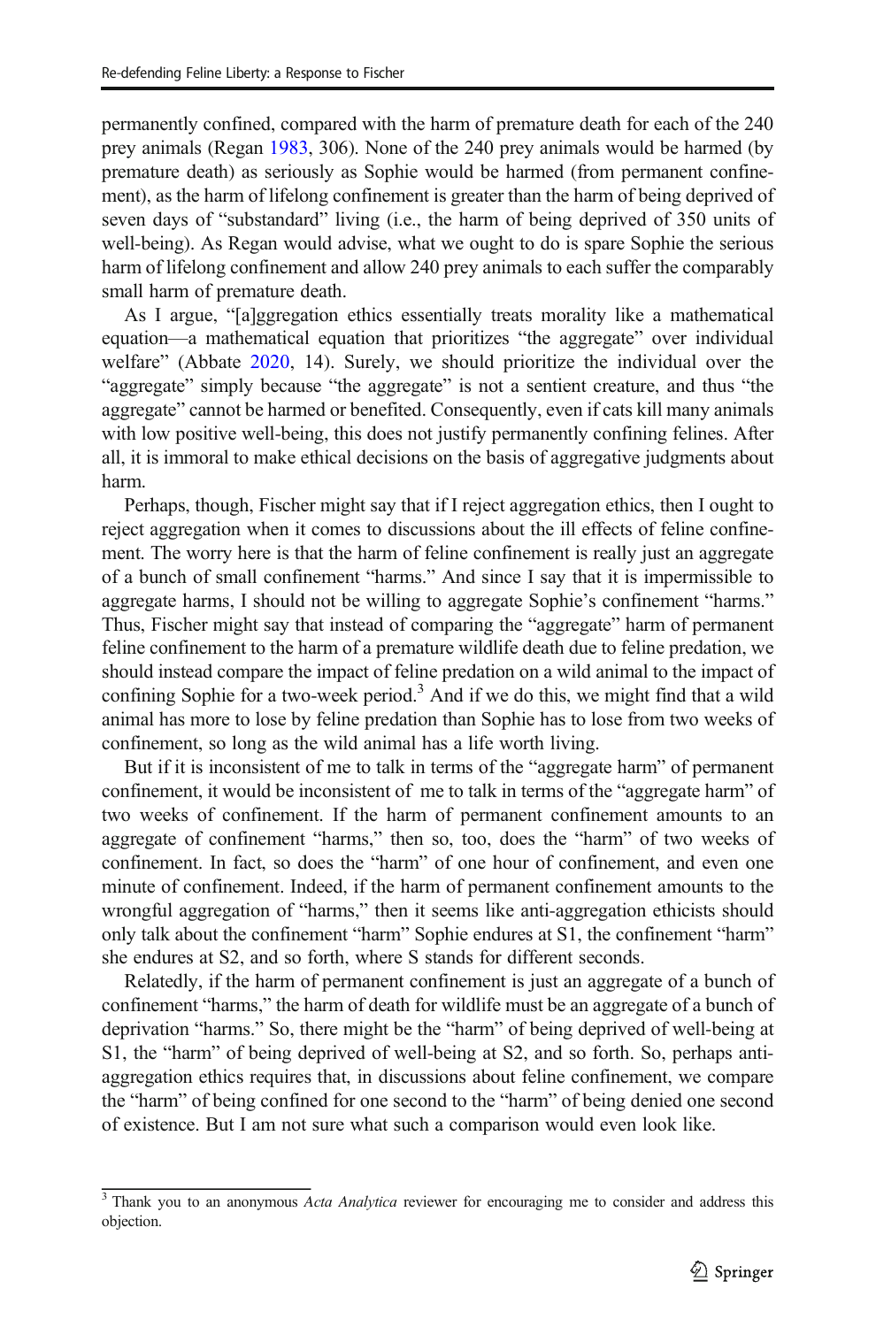permanently confined, compared with the harm of premature death for each of the 240 prey animals (Regan 1983, 306). None of the 240 prey animals would be harmed (by premature death) as seriously as Sophie would be harmed (from permanent confinement), as the harm of lifelong confinement is greater than the harm of being deprived of seven days of "substandard" living (i.e., the harm of being deprived of 350 units of well-being). As Regan would advise, what we ought to do is spare Sophie the serious harm of lifelong confinement and allow 240 prey animals to each suffer the comparably small harm of premature death.

As I argue, "[a]ggregation ethics essentially treats morality like a mathematical equation—a mathematical equation that prioritizes "the aggregate" over individual welfare" (Abbate 2020, 14). Surely, we should prioritize the individual over the "aggregate" simply because "the aggregate" is not a sentient creature, and thus "the aggregate" cannot be harmed or benefited. Consequently, even if cats kill many animals with low positive well-being, this does not justify permanently confining felines. After all, it is immoral to make ethical decisions on the basis of aggregative judgments about harm.

Perhaps, though, Fischer might say that if I reject aggregation ethics, then I ought to reject aggregation when it comes to discussions about the ill effects of feline confinement. The worry here is that the harm of feline confinement is really just an aggregate of a bunch of small confinement "harms." And since I say that it is impermissible to aggregate harms, I should not be willing to aggregate Sophie's confinement "harms." Thus, Fischer might say that instead of comparing the "aggregate" harm of permanent feline confinement to the harm of a premature wildlife death due to feline predation, we should instead compare the impact of feline predation on a wild animal to the impact of confining Sophie for a two-week period.[3] And if we do this, we might find that a wild animal has more to lose by feline predation than Sophie has to lose from two weeks of confinement, so long as the wild animal has a life worth living.

But if it is inconsistent of me to talk in terms of the "aggregate harm" of permanent confinement, it would be inconsistent of me to talk in terms of the "aggregate harm" of two weeks of confinement. If the harm of permanent confinement amounts to an aggregate of confinement "harms," then so, too, does the "harm" of two weeks of confinement. In fact, so does the "harm" of one hour of confinement, and even one minute of confinement. Indeed, if the harm of permanent confinement amounts to the wrongful aggregation of "harms," then it seems like anti-aggregation ethicists should only talk about the confinement "harm" Sophie endures at S1, the confinement "harm" she endures at S2, and so forth, where S stands for different seconds.

Relatedly, if the harm of permanent confinement is just an aggregate of a bunch of confinement "harms," the harm of death for wildlife must be an aggregate of a bunch of deprivation "harms." So, there might be the "harm" of being deprived of well-being at S1, the "harm" of being deprived of well-being at S2, and so forth. So, perhaps anti-aggregation ethics requires that, in discussions about feline confinement, we compare the "harm" of being confined for one second to the "harm" of being denied one second of existence. But I am not sure what such a comparison would even look like.

[3] Thank you to an anonymous *Acta Analytica* reviewer for encouraging me to consider and address this objection.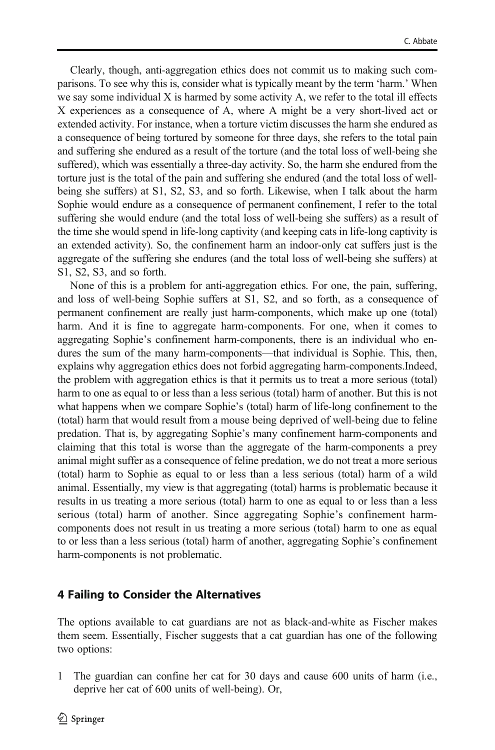Clearly, though, anti-aggregation ethics does not commit us to making such comparisons. To see why this is, consider what is typically meant by the term 'harm.' When we say some individual X is harmed by some activity A, we refer to the total ill effects X experiences as a consequence of A, where A might be a very short-lived act or extended activity. For instance, when a torture victim discusses the harm she endured as a consequence of being tortured by someone for three days, she refers to the total pain and suffering she endured as a result of the torture (and the total loss of well-being she suffered), which was essentially a three-day activity. So, the harm she endured from the torture just is the total of the pain and suffering she endured (and the total loss of well-being she suffers) at S1, S2, S3, and so forth. Likewise, when I talk about the harm Sophie would endure as a consequence of permanent confinement, I refer to the total suffering she would endure (and the total loss of well-being she suffers) as a result of the time she would spend in life-long captivity (and keeping cats in life-long captivity is an extended activity). So, the confinement harm an indoor-only cat suffers just is the aggregate of the suffering she endures (and the total loss of well-being she suffers) at S1, S2, S3, and so forth.

None of this is a problem for anti-aggregation ethics. For one, the pain, suffering, and loss of well-being Sophie suffers at S1, S2, and so forth, as a consequence of permanent confinement are really just harm-components, which make up one (total) harm. And it is fine to aggregate harm-components. For one, when it comes to aggregating Sophie's confinement harm-components, there is an individual who endures the sum of the many harm-components—that individual is Sophie. This, then, explains why aggregation ethics does not forbid aggregating harm-components.Indeed, the problem with aggregation ethics is that it permits us to treat a more serious (total) harm to one as equal to or less than a less serious (total) harm of another. But this is not what happens when we compare Sophie's (total) harm of life-long confinement to the (total) harm that would result from a mouse being deprived of well-being due to feline predation. That is, by aggregating Sophie's many confinement harm-components and claiming that this total is worse than the aggregate of the harm-components a prey animal might suffer as a consequence of feline predation, we do not treat a more serious (total) harm to Sophie as equal to or less than a less serious (total) harm of a wild animal. Essentially, my view is that aggregating (total) harms is problematic because it results in us treating a more serious (total) harm to one as equal to or less than a less serious (total) harm of another. Since aggregating Sophie's confinement harm-components does not result in us treating a more serious (total) harm to one as equal to or less than a less serious (total) harm of another, aggregating Sophie's confinement harm-components is not problematic.

## 4 Failing to Consider the Alternatives

The options available to cat guardians are not as black-and-white as Fischer makes them seem. Essentially, Fischer suggests that a cat guardian has one of the following two options:

1 The guardian can confine her cat for 30 days and cause 600 units of harm (i.e., deprive her cat of 600 units of well-being). Or,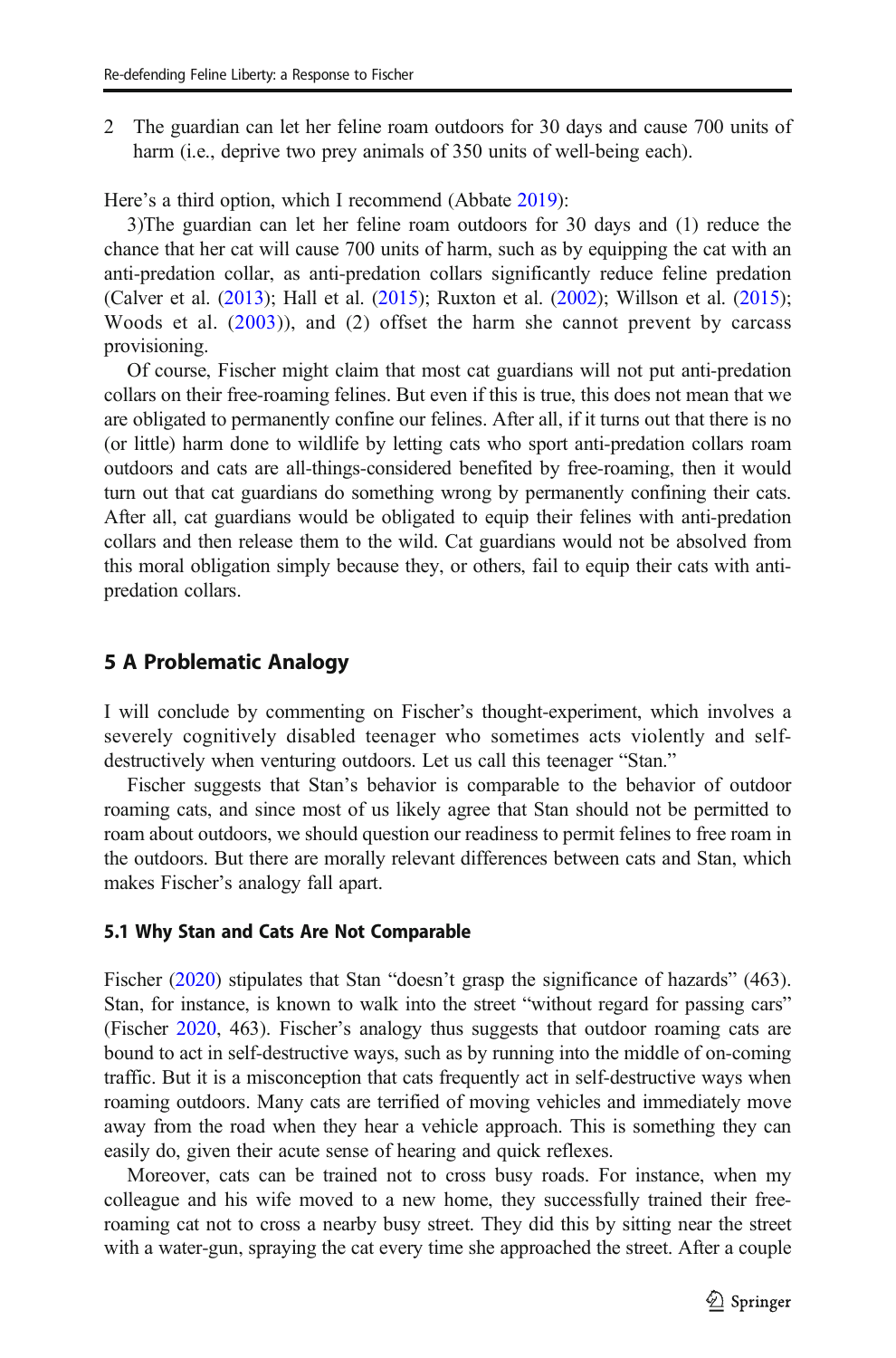2 The guardian can let her feline roam outdoors for 30 days and cause 700 units of harm (i.e., deprive two prey animals of 350 units of well-being each).

Here's a third option, which I recommend (Abbate 2019):

3)The guardian can let her feline roam outdoors for 30 days and (1) reduce the chance that her cat will cause 700 units of harm, such as by equipping the cat with an anti-predation collar, as anti-predation collars significantly reduce feline predation (Calver et al. (2013); Hall et al. (2015); Ruxton et al. (2002); Willson et al. (2015); Woods et al. (2003)), and (2) offset the harm she cannot prevent by carcass provisioning.

Of course, Fischer might claim that most cat guardians will not put anti-predation collars on their free-roaming felines. But even if this is true, this does not mean that we are obligated to permanently confine our felines. After all, if it turns out that there is no (or little) harm done to wildlife by letting cats who sport anti-predation collars roam outdoors and cats are all-things-considered benefited by free-roaming, then it would turn out that cat guardians do something wrong by permanently confining their cats. After all, cat guardians would be obligated to equip their felines with anti-predation collars and then release them to the wild. Cat guardians would not be absolved from this moral obligation simply because they, or others, fail to equip their cats with anti-predation collars.

## 5 A Problematic Analogy

I will conclude by commenting on Fischer's thought-experiment, which involves a severely cognitively disabled teenager who sometimes acts violently and self-destructively when venturing outdoors. Let us call this teenager "Stan."

Fischer suggests that Stan's behavior is comparable to the behavior of outdoor roaming cats, and since most of us likely agree that Stan should not be permitted to roam about outdoors, we should question our readiness to permit felines to free roam in the outdoors. But there are morally relevant differences between cats and Stan, which makes Fischer's analogy fall apart.

### 5.1 Why Stan and Cats Are Not Comparable

Fischer (2020) stipulates that Stan "doesn't grasp the significance of hazards" (463). Stan, for instance, is known to walk into the street "without regard for passing cars" (Fischer 2020, 463). Fischer's analogy thus suggests that outdoor roaming cats are bound to act in self-destructive ways, such as by running into the middle of on-coming traffic. But it is a misconception that cats frequently act in self-destructive ways when roaming outdoors. Many cats are terrified of moving vehicles and immediately move away from the road when they hear a vehicle approach. This is something they can easily do, given their acute sense of hearing and quick reflexes.

Moreover, cats can be trained not to cross busy roads. For instance, when my colleague and his wife moved to a new home, they successfully trained their free-roaming cat not to cross a nearby busy street. They did this by sitting near the street with a water-gun, spraying the cat every time she approached the street. After a couple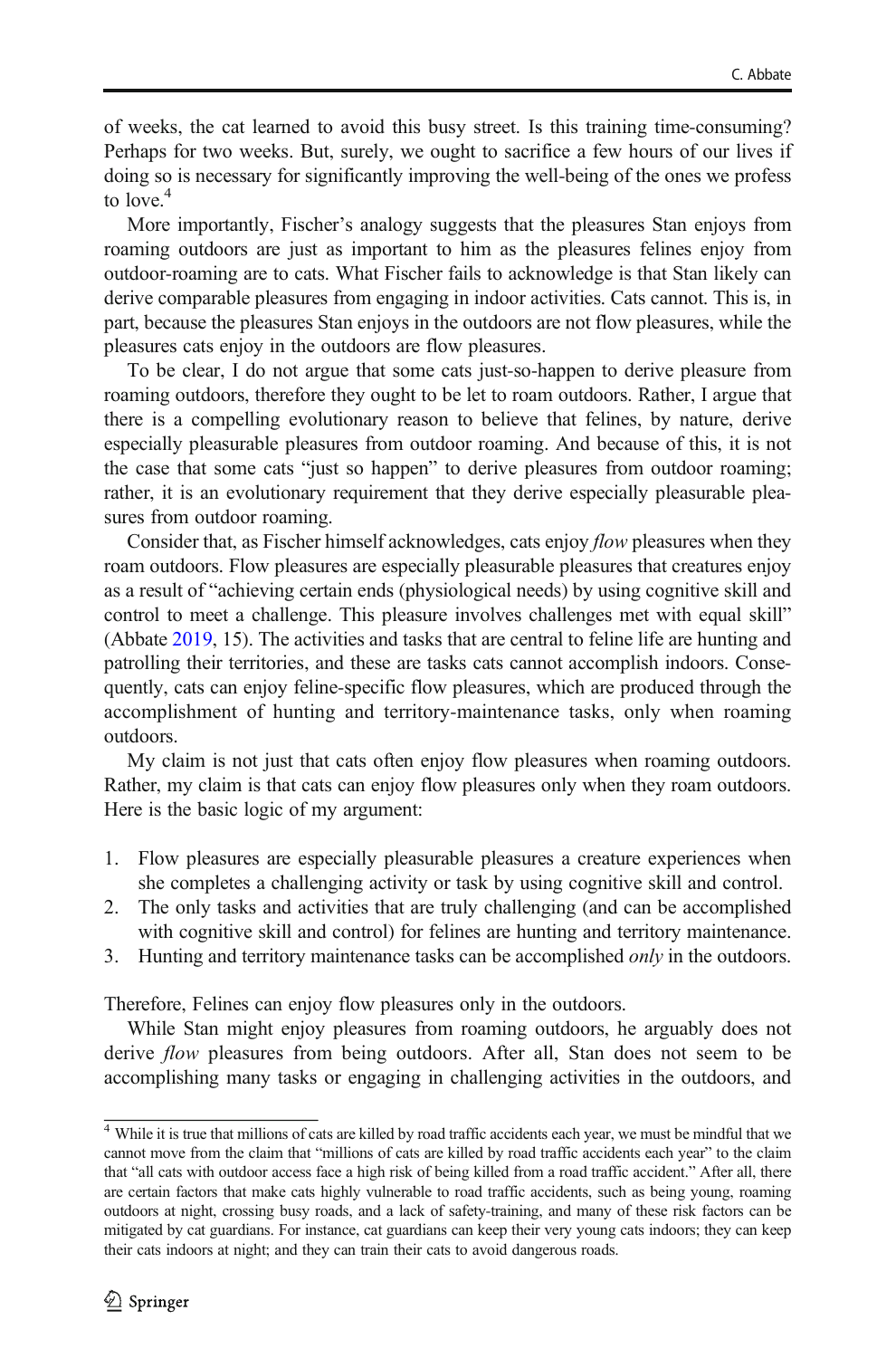of weeks, the cat learned to avoid this busy street. Is this training time-consuming? Perhaps for two weeks. But, surely, we ought to sacrifice a few hours of our lives if doing so is necessary for significantly improving the well-being of the ones we profess to love.[4]

More importantly, Fischer's analogy suggests that the pleasures Stan enjoys from roaming outdoors are just as important to him as the pleasures felines enjoy from outdoor-roaming are to cats. What Fischer fails to acknowledge is that Stan likely can derive comparable pleasures from engaging in indoor activities. Cats cannot. This is, in part, because the pleasures Stan enjoys in the outdoors are not flow pleasures, while the pleasures cats enjoy in the outdoors are flow pleasures.

To be clear, I do not argue that some cats just-so-happen to derive pleasure from roaming outdoors, therefore they ought to be let to roam outdoors. Rather, I argue that there is a compelling evolutionary reason to believe that felines, by nature, derive especially pleasurable pleasures from outdoor roaming. And because of this, it is not the case that some cats "just so happen" to derive pleasures from outdoor roaming; rather, it is an evolutionary requirement that they derive especially pleasurable pleasures from outdoor roaming.

Consider that, as Fischer himself acknowledges, cats enjoy *flow* pleasures when they roam outdoors. Flow pleasures are especially pleasurable pleasures that creatures enjoy as a result of "achieving certain ends (physiological needs) by using cognitive skill and control to meet a challenge. This pleasure involves challenges met with equal skill" (Abbate 2019, 15). The activities and tasks that are central to feline life are hunting and patrolling their territories, and these are tasks cats cannot accomplish indoors. Consequently, cats can enjoy feline-specific flow pleasures, which are produced through the accomplishment of hunting and territory-maintenance tasks, only when roaming outdoors.

My claim is not just that cats often enjoy flow pleasures when roaming outdoors. Rather, my claim is that cats can enjoy flow pleasures only when they roam outdoors. Here is the basic logic of my argument:

1. Flow pleasures are especially pleasurable pleasures a creature experiences when she completes a challenging activity or task by using cognitive skill and control.
2. The only tasks and activities that are truly challenging (and can be accomplished with cognitive skill and control) for felines are hunting and territory maintenance.
3. Hunting and territory maintenance tasks can be accomplished *only* in the outdoors.

Therefore, Felines can enjoy flow pleasures only in the outdoors.

While Stan might enjoy pleasures from roaming outdoors, he arguably does not derive *flow* pleasures from being outdoors. After all, Stan does not seem to be accomplishing many tasks or engaging in challenging activities in the outdoors, and

---

[4] While it is true that millions of cats are killed by road traffic accidents each year, we must be mindful that we cannot move from the claim that "millions of cats are killed by road traffic accidents each year" to the claim that "all cats with outdoor access face a high risk of being killed from a road traffic accident." After all, there are certain factors that make cats highly vulnerable to road traffic accidents, such as being young, roaming outdoors at night, crossing busy roads, and a lack of safety-training, and many of these risk factors can be mitigated by cat guardians. For instance, cat guardians can keep their very young cats indoors; they can keep their cats indoors at night; and they can train their cats to avoid dangerous roads.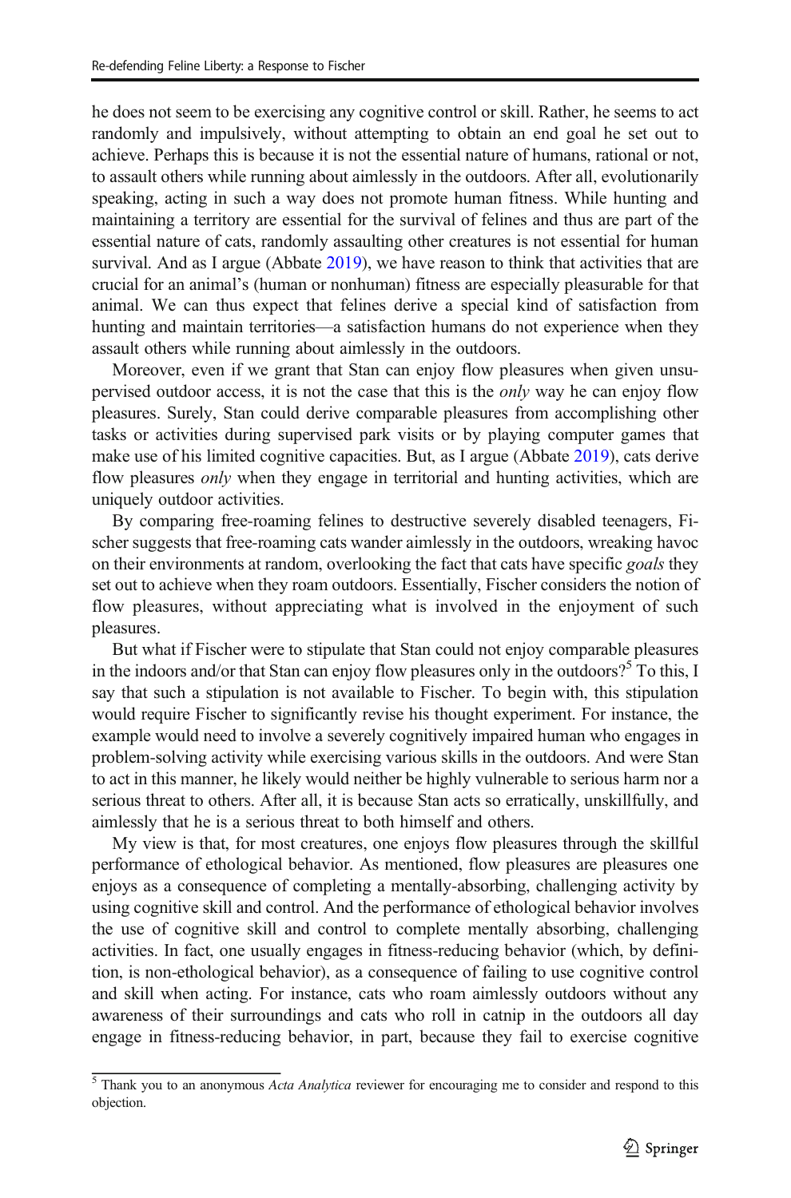he does not seem to be exercising any cognitive control or skill. Rather, he seems to act randomly and impulsively, without attempting to obtain an end goal he set out to achieve. Perhaps this is because it is not the essential nature of humans, rational or not, to assault others while running about aimlessly in the outdoors. After all, evolutionarily speaking, acting in such a way does not promote human fitness. While hunting and maintaining a territory are essential for the survival of felines and thus are part of the essential nature of cats, randomly assaulting other creatures is not essential for human survival. And as I argue (Abbate 2019), we have reason to think that activities that are crucial for an animal's (human or nonhuman) fitness are especially pleasurable for that animal. We can thus expect that felines derive a special kind of satisfaction from hunting and maintain territories—a satisfaction humans do not experience when they assault others while running about aimlessly in the outdoors.

Moreover, even if we grant that Stan can enjoy flow pleasures when given unsupervised outdoor access, it is not the case that this is the *only* way he can enjoy flow pleasures. Surely, Stan could derive comparable pleasures from accomplishing other tasks or activities during supervised park visits or by playing computer games that make use of his limited cognitive capacities. But, as I argue (Abbate 2019), cats derive flow pleasures *only* when they engage in territorial and hunting activities, which are uniquely outdoor activities.

By comparing free-roaming felines to destructive severely disabled teenagers, Fischer suggests that free-roaming cats wander aimlessly in the outdoors, wreaking havoc on their environments at random, overlooking the fact that cats have specific *goals* they set out to achieve when they roam outdoors. Essentially, Fischer considers the notion of flow pleasures, without appreciating what is involved in the enjoyment of such pleasures.

But what if Fischer were to stipulate that Stan could not enjoy comparable pleasures in the indoors and/or that Stan can enjoy flow pleasures only in the outdoors?[5] To this, I say that such a stipulation is not available to Fischer. To begin with, this stipulation would require Fischer to significantly revise his thought experiment. For instance, the example would need to involve a severely cognitively impaired human who engages in problem-solving activity while exercising various skills in the outdoors. And were Stan to act in this manner, he likely would neither be highly vulnerable to serious harm nor a serious threat to others. After all, it is because Stan acts so erratically, unskillfully, and aimlessly that he is a serious threat to both himself and others.

My view is that, for most creatures, one enjoys flow pleasures through the skillful performance of ethological behavior. As mentioned, flow pleasures are pleasures one enjoys as a consequence of completing a mentally-absorbing, challenging activity by using cognitive skill and control. And the performance of ethological behavior involves the use of cognitive skill and control to complete mentally absorbing, challenging activities. In fact, one usually engages in fitness-reducing behavior (which, by definition, is non-ethological behavior), as a consequence of failing to use cognitive control and skill when acting. For instance, cats who roam aimlessly outdoors without any awareness of their surroundings and cats who roll in catnip in the outdoors all day engage in fitness-reducing behavior, in part, because they fail to exercise cognitive

[5] Thank you to an anonymous *Acta Analytica* reviewer for encouraging me to consider and respond to this objection.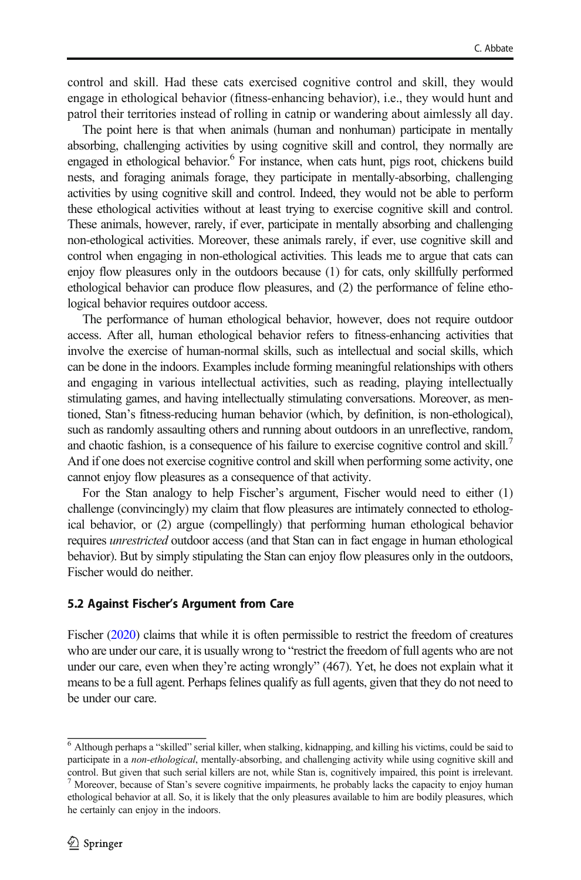control and skill. Had these cats exercised cognitive control and skill, they would engage in ethological behavior (fitness-enhancing behavior), i.e., they would hunt and patrol their territories instead of rolling in catnip or wandering about aimlessly all day.

The point here is that when animals (human and nonhuman) participate in mentally absorbing, challenging activities by using cognitive skill and control, they normally are engaged in ethological behavior.[6] For instance, when cats hunt, pigs root, chickens build nests, and foraging animals forage, they participate in mentally-absorbing, challenging activities by using cognitive skill and control. Indeed, they would not be able to perform these ethological activities without at least trying to exercise cognitive skill and control. These animals, however, rarely, if ever, participate in mentally absorbing and challenging non-ethological activities. Moreover, these animals rarely, if ever, use cognitive skill and control when engaging in non-ethological activities. This leads me to argue that cats can enjoy flow pleasures only in the outdoors because (1) for cats, only skillfully performed ethological behavior can produce flow pleasures, and (2) the performance of feline ethological behavior requires outdoor access.

The performance of human ethological behavior, however, does not require outdoor access. After all, human ethological behavior refers to fitness-enhancing activities that involve the exercise of human-normal skills, such as intellectual and social skills, which can be done in the indoors. Examples include forming meaningful relationships with others and engaging in various intellectual activities, such as reading, playing intellectually stimulating games, and having intellectually stimulating conversations. Moreover, as mentioned, Stan's fitness-reducing human behavior (which, by definition, is non-ethological), such as randomly assaulting others and running about outdoors in an unreflective, random, and chaotic fashion, is a consequence of his failure to exercise cognitive control and skill.[7] And if one does not exercise cognitive control and skill when performing some activity, one cannot enjoy flow pleasures as a consequence of that activity.

For the Stan analogy to help Fischer's argument, Fischer would need to either (1) challenge (convincingly) my claim that flow pleasures are intimately connected to ethological behavior, or (2) argue (compellingly) that performing human ethological behavior requires *unrestricted* outdoor access (and that Stan can in fact engage in human ethological behavior). But by simply stipulating the Stan can enjoy flow pleasures only in the outdoors, Fischer would do neither.

### 5.2 Against Fischer's Argument from Care

Fischer (2020) claims that while it is often permissible to restrict the freedom of creatures who are under our care, it is usually wrong to "restrict the freedom of full agents who are not under our care, even when they're acting wrongly" (467). Yet, he does not explain what it means to be a full agent. Perhaps felines qualify as full agents, given that they do not need to be under our care.

---

[6] Although perhaps a "skilled" serial killer, when stalking, kidnapping, and killing his victims, could be said to participate in a *non-ethological*, mentally-absorbing, and challenging activity while using cognitive skill and control. But given that such serial killers are not, while Stan is, cognitively impaired, this point is irrelevant.

[7] Moreover, because of Stan's severe cognitive impairments, he probably lacks the capacity to enjoy human ethological behavior at all. So, it is likely that the only pleasures available to him are bodily pleasures, which he certainly can enjoy in the indoors.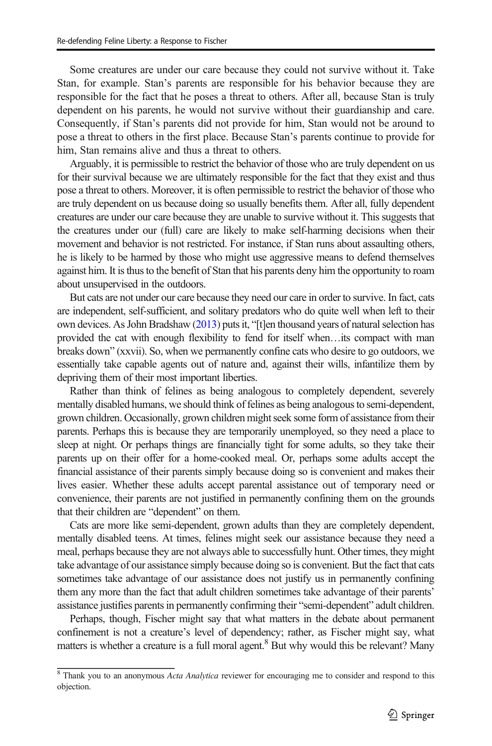Some creatures are under our care because they could not survive without it. Take Stan, for example. Stan's parents are responsible for his behavior because they are responsible for the fact that he poses a threat to others. After all, because Stan is truly dependent on his parents, he would not survive without their guardianship and care. Consequently, if Stan's parents did not provide for him, Stan would not be around to pose a threat to others in the first place. Because Stan's parents continue to provide for him, Stan remains alive and thus a threat to others.

Arguably, it is permissible to restrict the behavior of those who are truly dependent on us for their survival because we are ultimately responsible for the fact that they exist and thus pose a threat to others. Moreover, it is often permissible to restrict the behavior of those who are truly dependent on us because doing so usually benefits them. After all, fully dependent creatures are under our care because they are unable to survive without it. This suggests that the creatures under our (full) care are likely to make self-harming decisions when their movement and behavior is not restricted. For instance, if Stan runs about assaulting others, he is likely to be harmed by those who might use aggressive means to defend themselves against him. It is thus to the benefit of Stan that his parents deny him the opportunity to roam about unsupervised in the outdoors.

But cats are not under our care because they need our care in order to survive. In fact, cats are independent, self-sufficient, and solitary predators who do quite well when left to their own devices. As John Bradshaw (2013) puts it, "[t]en thousand years of natural selection has provided the cat with enough flexibility to fend for itself when…its compact with man breaks down" (xxvii). So, when we permanently confine cats who desire to go outdoors, we essentially take capable agents out of nature and, against their wills, infantilize them by depriving them of their most important liberties.

Rather than think of felines as being analogous to completely dependent, severely mentally disabled humans, we should think of felines as being analogous to semi-dependent, grown children. Occasionally, grown children might seek some form of assistance from their parents. Perhaps this is because they are temporarily unemployed, so they need a place to sleep at night. Or perhaps things are financially tight for some adults, so they take their parents up on their offer for a home-cooked meal. Or, perhaps some adults accept the financial assistance of their parents simply because doing so is convenient and makes their lives easier. Whether these adults accept parental assistance out of temporary need or convenience, their parents are not justified in permanently confining them on the grounds that their children are "dependent" on them.

Cats are more like semi-dependent, grown adults than they are completely dependent, mentally disabled teens. At times, felines might seek our assistance because they need a meal, perhaps because they are not always able to successfully hunt. Other times, they might take advantage of our assistance simply because doing so is convenient. But the fact that cats sometimes take advantage of our assistance does not justify us in permanently confining them any more than the fact that adult children sometimes take advantage of their parents' assistance justifies parents in permanently confirming their "semi-dependent" adult children.

Perhaps, though, Fischer might say that what matters in the debate about permanent confinement is not a creature's level of dependency; rather, as Fischer might say, what matters is whether a creature is a full moral agent.[8] But why would this be relevant? Many

[8] Thank you to an anonymous *Acta Analytica* reviewer for encouraging me to consider and respond to this objection.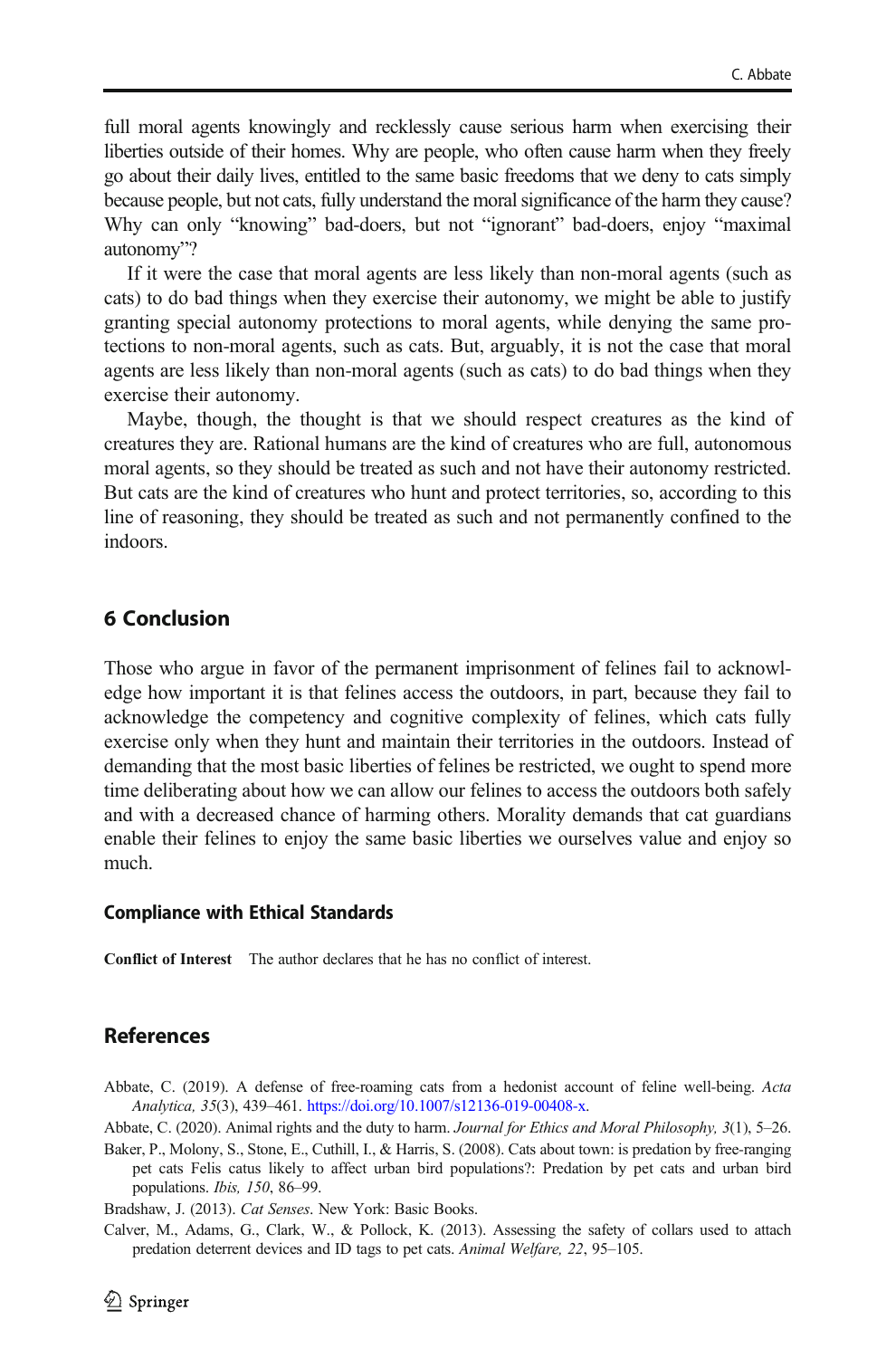full moral agents knowingly and recklessly cause serious harm when exercising their liberties outside of their homes. Why are people, who often cause harm when they freely go about their daily lives, entitled to the same basic freedoms that we deny to cats simply because people, but not cats, fully understand the moral significance of the harm they cause? Why can only "knowing" bad-doers, but not "ignorant" bad-doers, enjoy "maximal autonomy"?

If it were the case that moral agents are less likely than non-moral agents (such as cats) to do bad things when they exercise their autonomy, we might be able to justify granting special autonomy protections to moral agents, while denying the same protections to non-moral agents, such as cats. But, arguably, it is not the case that moral agents are less likely than non-moral agents (such as cats) to do bad things when they exercise their autonomy.

Maybe, though, the thought is that we should respect creatures as the kind of creatures they are. Rational humans are the kind of creatures who are full, autonomous moral agents, so they should be treated as such and not have their autonomy restricted. But cats are the kind of creatures who hunt and protect territories, so, according to this line of reasoning, they should be treated as such and not permanently confined to the indoors.

## 6 Conclusion

Those who argue in favor of the permanent imprisonment of felines fail to acknowledge how important it is that felines access the outdoors, in part, because they fail to acknowledge the competency and cognitive complexity of felines, which cats fully exercise only when they hunt and maintain their territories in the outdoors. Instead of demanding that the most basic liberties of felines be restricted, we ought to spend more time deliberating about how we can allow our felines to access the outdoors both safely and with a decreased chance of harming others. Morality demands that cat guardians enable their felines to enjoy the same basic liberties we ourselves value and enjoy so much.

### Compliance with Ethical Standards

**Conflict of Interest** The author declares that he has no conflict of interest.

## References

Abbate, C. (2019). A defense of free-roaming cats from a hedonist account of feline well-being. *Acta Analytica, 35*(3), 439–461. https://doi.org/10.1007/s12136-019-00408-x.

Abbate, C. (2020). Animal rights and the duty to harm. *Journal for Ethics and Moral Philosophy, 3*(1), 5–26.

Baker, P., Molony, S., Stone, E., Cuthill, I., & Harris, S. (2008). Cats about town: is predation by free-ranging pet cats Felis catus likely to affect urban bird populations?: Predation by pet cats and urban bird populations. *Ibis, 150*, 86–99.

Bradshaw, J. (2013). *Cat Senses*. New York: Basic Books.

Calver, M., Adams, G., Clark, W., & Pollock, K. (2013). Assessing the safety of collars used to attach predation deterrent devices and ID tags to pet cats. *Animal Welfare, 22*, 95–105.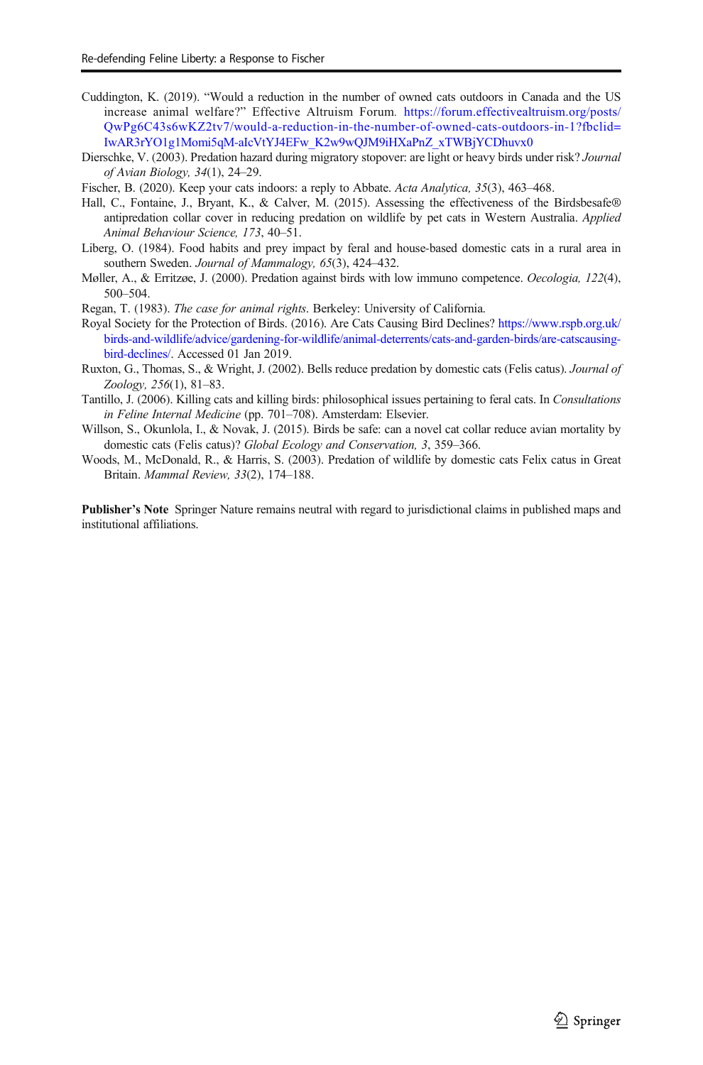Cuddington, K. (2019). "Would a reduction in the number of owned cats outdoors in Canada and the US increase animal welfare?" Effective Altruism Forum. https://forum.effectivealtruism.org/posts/QwPg6C43s6wKZ2tv7/would-a-reduction-in-the-number-of-owned-cats-outdoors-in-1?fbclid=IwAR3rYO1g1Momi5qM-aIcVtYJ4EFw_K2w9wQJM9iHXaPnZ_xTWBjYCDhuvx0

Dierschke, V. (2003). Predation hazard during migratory stopover: are light or heavy birds under risk? *Journal of Avian Biology, 34*(1), 24–29.

Fischer, B. (2020). Keep your cats indoors: a reply to Abbate. *Acta Analytica, 35*(3), 463–468.

Hall, C., Fontaine, J., Bryant, K., & Calver, M. (2015). Assessing the effectiveness of the Birdsbesafe® antipredation collar cover in reducing predation on wildlife by pet cats in Western Australia. *Applied Animal Behaviour Science, 173*, 40–51.

Liberg, O. (1984). Food habits and prey impact by feral and house-based domestic cats in a rural area in southern Sweden. *Journal of Mammalogy, 65*(3), 424–432.

Møller, A., & Erritzøe, J. (2000). Predation against birds with low immuno competence. *Oecologia, 122*(4), 500–504.

Regan, T. (1983). *The case for animal rights*. Berkeley: University of California.

Royal Society for the Protection of Birds. (2016). Are Cats Causing Bird Declines? https://www.rspb.org.uk/birds-and-wildlife/advice/gardening-for-wildlife/animal-deterrents/cats-and-garden-birds/are-catscausing-bird-declines/. Accessed 01 Jan 2019.

Ruxton, G., Thomas, S., & Wright, J. (2002). Bells reduce predation by domestic cats (Felis catus). *Journal of Zoology, 256*(1), 81–83.

Tantillo, J. (2006). Killing cats and killing birds: philosophical issues pertaining to feral cats. In *Consultations in Feline Internal Medicine* (pp. 701–708). Amsterdam: Elsevier.

Willson, S., Okunlola, I., & Novak, J. (2015). Birds be safe: can a novel cat collar reduce avian mortality by domestic cats (Felis catus)? *Global Ecology and Conservation, 3*, 359–366.

Woods, M., McDonald, R., & Harris, S. (2003). Predation of wildlife by domestic cats Felix catus in Great Britain. *Mammal Review, 33*(2), 174–188.

**Publisher's Note** Springer Nature remains neutral with regard to jurisdictional claims in published maps and institutional affiliations.